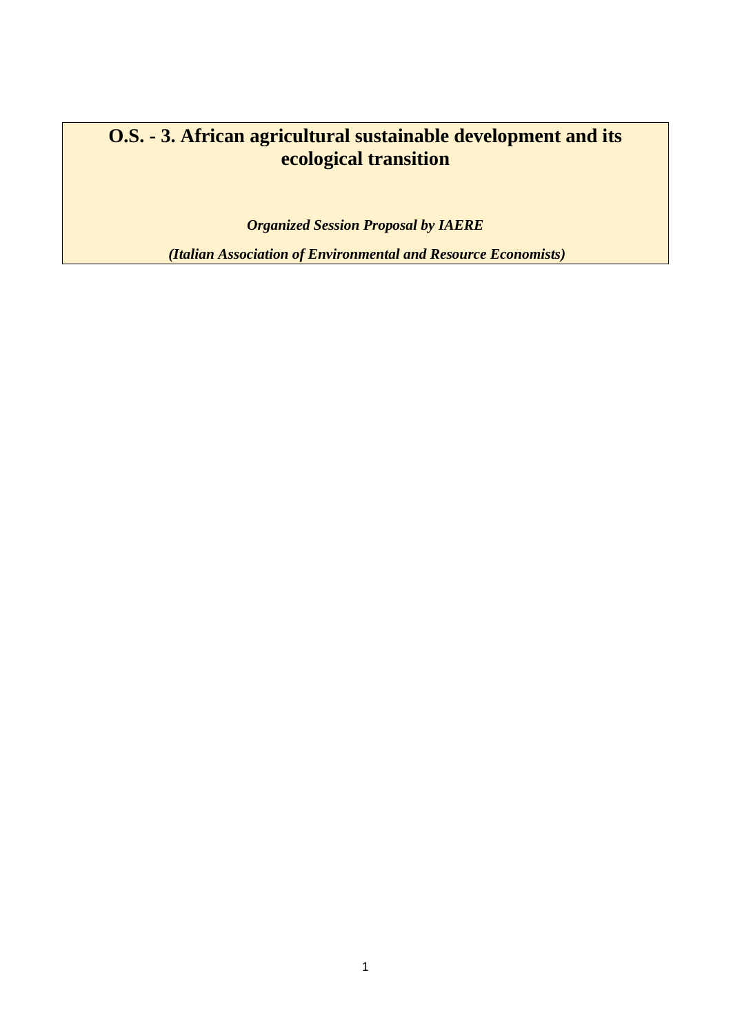# O.S. - 3. African agricultural sustainable development and its ecological transition

***Organized Session Proposal by IAERE***

***(Italian Association of Environmental and Resource Economists)***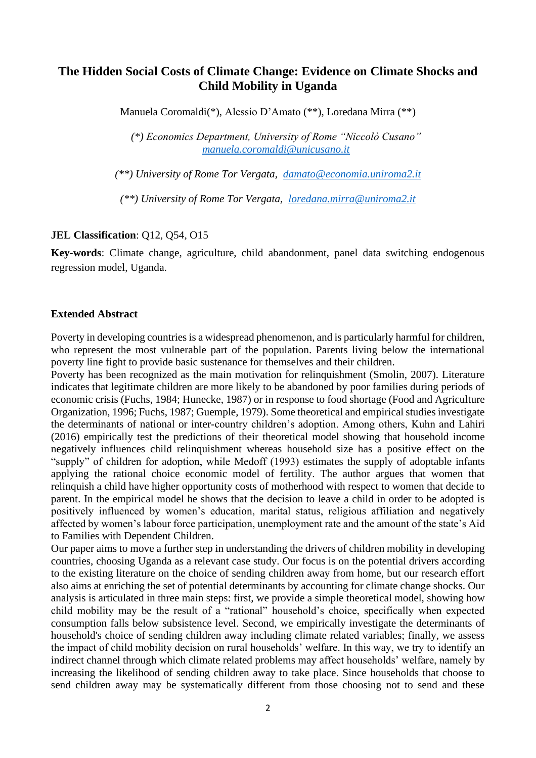# The Hidden Social Costs of Climate Change: Evidence on Climate Shocks and Child Mobility in Uganda

Manuela Coromaldi(*), Alessio D'Amato (**), Loredana Mirra (**)

*(\*) Economics Department, University of Rome "Niccolò Cusano"* manuela.coromaldi@unicusano.it

*(\*\*) University of Rome Tor Vergata,* damato@economia.uniroma2.it

*(\*\*) University of Rome Tor Vergata,* loredana.mirra@uniroma2.it

**JEL Classification**: Q12, Q54, O15

**Key-words**: Climate change, agriculture, child abandonment, panel data switching endogenous regression model, Uganda.

## Extended Abstract

Poverty in developing countries is a widespread phenomenon, and is particularly harmful for children, who represent the most vulnerable part of the population. Parents living below the international poverty line fight to provide basic sustenance for themselves and their children.

Poverty has been recognized as the main motivation for relinquishment (Smolin, 2007). Literature indicates that legitimate children are more likely to be abandoned by poor families during periods of economic crisis (Fuchs, 1984; Hunecke, 1987) or in response to food shortage (Food and Agriculture Organization, 1996; Fuchs, 1987; Guemple, 1979). Some theoretical and empirical studies investigate the determinants of national or inter-country children's adoption. Among others, Kuhn and Lahiri (2016) empirically test the predictions of their theoretical model showing that household income negatively influences child relinquishment whereas household size has a positive effect on the "supply" of children for adoption, while Medoff (1993) estimates the supply of adoptable infants applying the rational choice economic model of fertility. The author argues that women that relinquish a child have higher opportunity costs of motherhood with respect to women that decide to parent. In the empirical model he shows that the decision to leave a child in order to be adopted is positively influenced by women's education, marital status, religious affiliation and negatively affected by women's labour force participation, unemployment rate and the amount of the state's Aid to Families with Dependent Children.

Our paper aims to move a further step in understanding the drivers of children mobility in developing countries, choosing Uganda as a relevant case study. Our focus is on the potential drivers according to the existing literature on the choice of sending children away from home, but our research effort also aims at enriching the set of potential determinants by accounting for climate change shocks. Our analysis is articulated in three main steps: first, we provide a simple theoretical model, showing how child mobility may be the result of a "rational" household's choice, specifically when expected consumption falls below subsistence level. Second, we empirically investigate the determinants of household's choice of sending children away including climate related variables; finally, we assess the impact of child mobility decision on rural households' welfare. In this way, we try to identify an indirect channel through which climate related problems may affect households' welfare, namely by increasing the likelihood of sending children away to take place. Since households that choose to send children away may be systematically different from those choosing not to send and these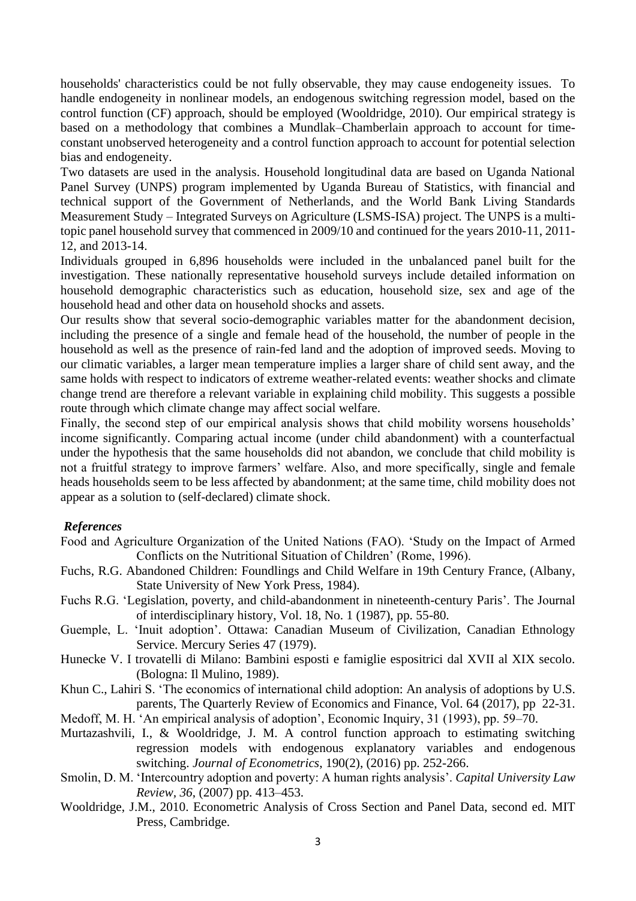households' characteristics could be not fully observable, they may cause endogeneity issues. To handle endogeneity in nonlinear models, an endogenous switching regression model, based on the control function (CF) approach, should be employed (Wooldridge, 2010). Our empirical strategy is based on a methodology that combines a Mundlak–Chamberlain approach to account for time-constant unobserved heterogeneity and a control function approach to account for potential selection bias and endogeneity.

Two datasets are used in the analysis. Household longitudinal data are based on Uganda National Panel Survey (UNPS) program implemented by Uganda Bureau of Statistics, with financial and technical support of the Government of Netherlands, and the World Bank Living Standards Measurement Study – Integrated Surveys on Agriculture (LSMS-ISA) project. The UNPS is a multi-topic panel household survey that commenced in 2009/10 and continued for the years 2010-11, 2011-12, and 2013-14.

Individuals grouped in 6,896 households were included in the unbalanced panel built for the investigation. These nationally representative household surveys include detailed information on household demographic characteristics such as education, household size, sex and age of the household head and other data on household shocks and assets.

Our results show that several socio-demographic variables matter for the abandonment decision, including the presence of a single and female head of the household, the number of people in the household as well as the presence of rain-fed land and the adoption of improved seeds. Moving to our climatic variables, a larger mean temperature implies a larger share of child sent away, and the same holds with respect to indicators of extreme weather-related events: weather shocks and climate change trend are therefore a relevant variable in explaining child mobility. This suggests a possible route through which climate change may affect social welfare.

Finally, the second step of our empirical analysis shows that child mobility worsens households' income significantly. Comparing actual income (under child abandonment) with a counterfactual under the hypothesis that the same households did not abandon, we conclude that child mobility is not a fruitful strategy to improve farmers' welfare. Also, and more specifically, single and female heads households seem to be less affected by abandonment; at the same time, child mobility does not appear as a solution to (self-declared) climate shock.

***References***

Food and Agriculture Organization of the United Nations (FAO). 'Study on the Impact of Armed Conflicts on the Nutritional Situation of Children' (Rome, 1996).

Fuchs, R.G. Abandoned Children: Foundlings and Child Welfare in 19th Century France, (Albany, State University of New York Press, 1984).

Fuchs R.G. 'Legislation, poverty, and child-abandonment in nineteenth-century Paris'. The Journal of interdisciplinary history, Vol. 18, No. 1 (1987), pp. 55-80.

Guemple, L. 'Inuit adoption'. Ottawa: Canadian Museum of Civilization, Canadian Ethnology Service. Mercury Series 47 (1979).

Hunecke V. I trovatelli di Milano: Bambini esposti e famiglie espositrici dal XVII al XIX secolo. (Bologna: Il Mulino, 1989).

Khun C., Lahiri S. 'The economics of international child adoption: An analysis of adoptions by U.S. parents, The Quarterly Review of Economics and Finance, Vol. 64 (2017), pp 22-31.

Medoff, M. H. 'An empirical analysis of adoption', Economic Inquiry, 31 (1993), pp. 59–70.

Murtazashvili, I., & Wooldridge, J. M. A control function approach to estimating switching regression models with endogenous explanatory variables and endogenous switching. *Journal of Econometrics*, 190(2), (2016) pp. 252-266.

Smolin, D. M. 'Intercountry adoption and poverty: A human rights analysis'. *Capital University Law Review, 36*, (2007) pp. 413–453.

Wooldridge, J.M., 2010. Econometric Analysis of Cross Section and Panel Data, second ed. MIT Press, Cambridge.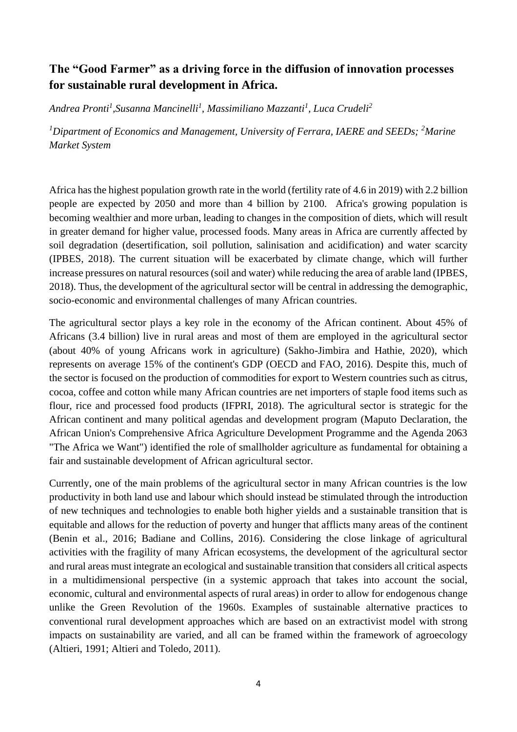## The "Good Farmer" as a driving force in the diffusion of innovation processes for sustainable rural development in Africa.

*Andrea Pronti[1],Susanna Mancinelli[1], Massimiliano Mazzanti[1], Luca Crudeli[2]*

*[1]Dipartment of Economics and Management, University of Ferrara, IAERE and SEEDs; [2]Marine Market System*

Africa has the highest population growth rate in the world (fertility rate of 4.6 in 2019) with 2.2 billion people are expected by 2050 and more than 4 billion by 2100. Africa's growing population is becoming wealthier and more urban, leading to changes in the composition of diets, which will result in greater demand for higher value, processed foods. Many areas in Africa are currently affected by soil degradation (desertification, soil pollution, salinisation and acidification) and water scarcity (IPBES, 2018). The current situation will be exacerbated by climate change, which will further increase pressures on natural resources (soil and water) while reducing the area of arable land (IPBES, 2018). Thus, the development of the agricultural sector will be central in addressing the demographic, socio-economic and environmental challenges of many African countries.

The agricultural sector plays a key role in the economy of the African continent. About 45% of Africans (3.4 billion) live in rural areas and most of them are employed in the agricultural sector (about 40% of young Africans work in agriculture) (Sakho-Jimbira and Hathie, 2020), which represents on average 15% of the continent's GDP (OECD and FAO, 2016). Despite this, much of the sector is focused on the production of commodities for export to Western countries such as citrus, cocoa, coffee and cotton while many African countries are net importers of staple food items such as flour, rice and processed food products (IFPRI, 2018). The agricultural sector is strategic for the African continent and many political agendas and development program (Maputo Declaration, the African Union's Comprehensive Africa Agriculture Development Programme and the Agenda 2063 "The Africa we Want") identified the role of smallholder agriculture as fundamental for obtaining a fair and sustainable development of African agricultural sector.

Currently, one of the main problems of the agricultural sector in many African countries is the low productivity in both land use and labour which should instead be stimulated through the introduction of new techniques and technologies to enable both higher yields and a sustainable transition that is equitable and allows for the reduction of poverty and hunger that afflicts many areas of the continent (Benin et al., 2016; Badiane and Collins, 2016). Considering the close linkage of agricultural activities with the fragility of many African ecosystems, the development of the agricultural sector and rural areas must integrate an ecological and sustainable transition that considers all critical aspects in a multidimensional perspective (in a systemic approach that takes into account the social, economic, cultural and environmental aspects of rural areas) in order to allow for endogenous change unlike the Green Revolution of the 1960s. Examples of sustainable alternative practices to conventional rural development approaches which are based on an extractivist model with strong impacts on sustainability are varied, and all can be framed within the framework of agroecology (Altieri, 1991; Altieri and Toledo, 2011).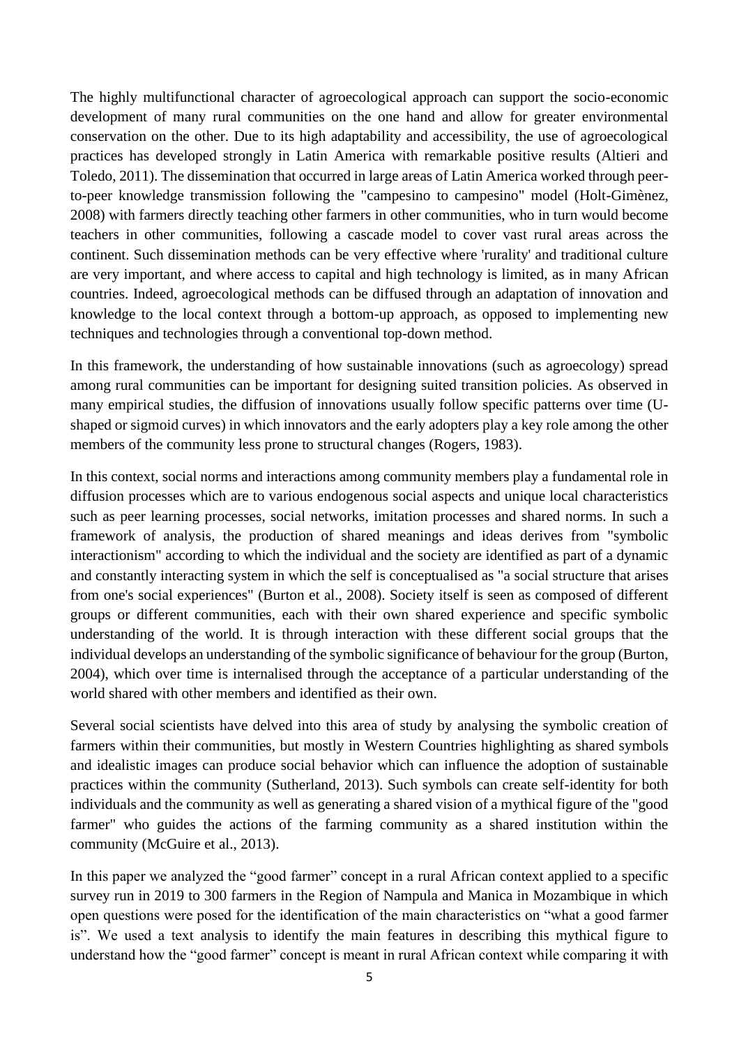The highly multifunctional character of agroecological approach can support the socio-economic development of many rural communities on the one hand and allow for greater environmental conservation on the other. Due to its high adaptability and accessibility, the use of agroecological practices has developed strongly in Latin America with remarkable positive results (Altieri and Toledo, 2011). The dissemination that occurred in large areas of Latin America worked through peer-to-peer knowledge transmission following the "campesino to campesino" model (Holt-Gimènez, 2008) with farmers directly teaching other farmers in other communities, who in turn would become teachers in other communities, following a cascade model to cover vast rural areas across the continent. Such dissemination methods can be very effective where 'rurality' and traditional culture are very important, and where access to capital and high technology is limited, as in many African countries. Indeed, agroecological methods can be diffused through an adaptation of innovation and knowledge to the local context through a bottom-up approach, as opposed to implementing new techniques and technologies through a conventional top-down method.

In this framework, the understanding of how sustainable innovations (such as agroecology) spread among rural communities can be important for designing suited transition policies. As observed in many empirical studies, the diffusion of innovations usually follow specific patterns over time (U-shaped or sigmoid curves) in which innovators and the early adopters play a key role among the other members of the community less prone to structural changes (Rogers, 1983).

In this context, social norms and interactions among community members play a fundamental role in diffusion processes which are to various endogenous social aspects and unique local characteristics such as peer learning processes, social networks, imitation processes and shared norms. In such a framework of analysis, the production of shared meanings and ideas derives from "symbolic interactionism" according to which the individual and the society are identified as part of a dynamic and constantly interacting system in which the self is conceptualised as "a social structure that arises from one's social experiences" (Burton et al., 2008). Society itself is seen as composed of different groups or different communities, each with their own shared experience and specific symbolic understanding of the world. It is through interaction with these different social groups that the individual develops an understanding of the symbolic significance of behaviour for the group (Burton, 2004), which over time is internalised through the acceptance of a particular understanding of the world shared with other members and identified as their own.

Several social scientists have delved into this area of study by analysing the symbolic creation of farmers within their communities, but mostly in Western Countries highlighting as shared symbols and idealistic images can produce social behavior which can influence the adoption of sustainable practices within the community (Sutherland, 2013). Such symbols can create self-identity for both individuals and the community as well as generating a shared vision of a mythical figure of the "good farmer" who guides the actions of the farming community as a shared institution within the community (McGuire et al., 2013).

In this paper we analyzed the "good farmer" concept in a rural African context applied to a specific survey run in 2019 to 300 farmers in the Region of Nampula and Manica in Mozambique in which open questions were posed for the identification of the main characteristics on "what a good farmer is". We used a text analysis to identify the main features in describing this mythical figure to understand how the "good farmer" concept is meant in rural African context while comparing it with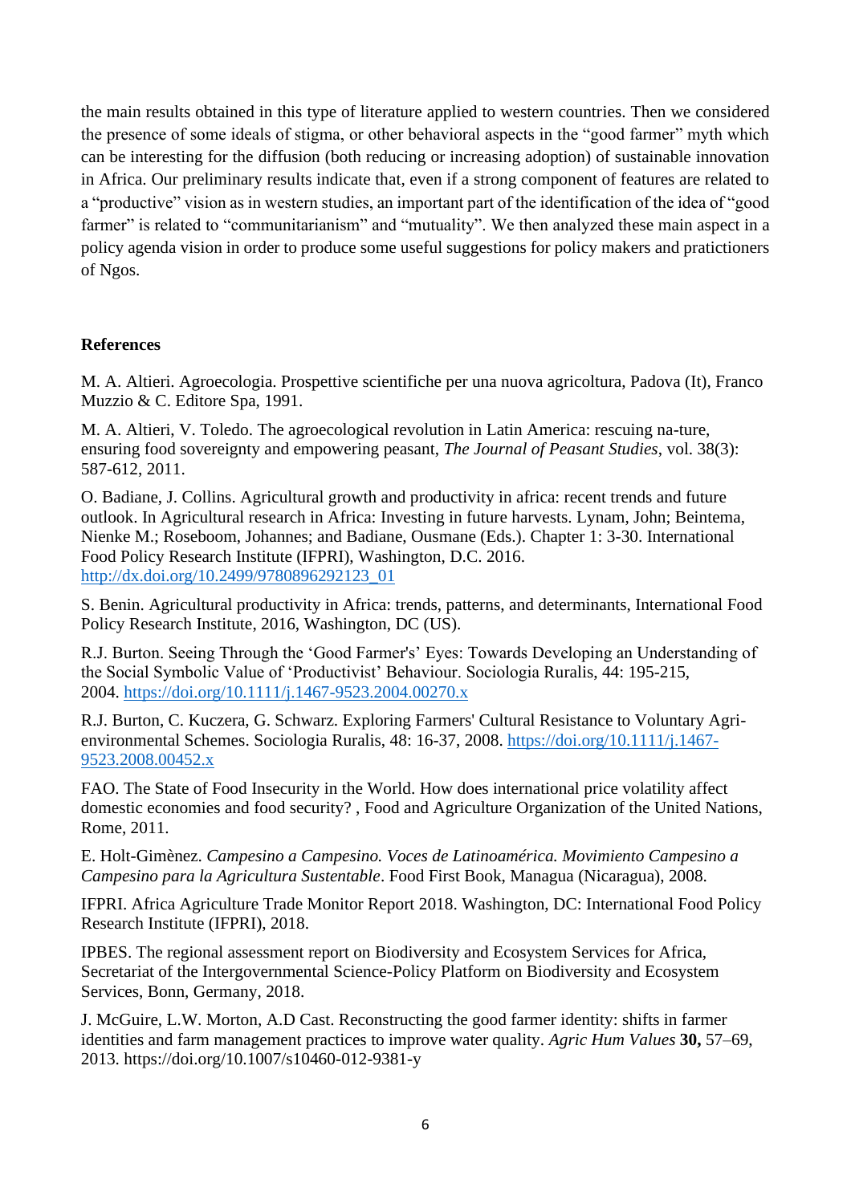the main results obtained in this type of literature applied to western countries. Then we considered the presence of some ideals of stigma, or other behavioral aspects in the "good farmer" myth which can be interesting for the diffusion (both reducing or increasing adoption) of sustainable innovation in Africa. Our preliminary results indicate that, even if a strong component of features are related to a "productive" vision as in western studies, an important part of the identification of the idea of "good farmer" is related to "communitarianism" and "mutuality". We then analyzed these main aspect in a policy agenda vision in order to produce some useful suggestions for policy makers and pratictioners of Ngos.

**References**

M. A. Altieri. Agroecologia. Prospettive scientifiche per una nuova agricoltura, Padova (It), Franco Muzzio & C. Editore Spa, 1991.

M. A. Altieri, V. Toledo. The agroecological revolution in Latin America: rescuing na-ture, ensuring food sovereignty and empowering peasant, *The Journal of Peasant Studies*, vol. 38(3): 587-612, 2011.

O. Badiane, J. Collins. Agricultural growth and productivity in africa: recent trends and future outlook. In Agricultural research in Africa: Investing in future harvests. Lynam, John; Beintema, Nienke M.; Roseboom, Johannes; and Badiane, Ousmane (Eds.). Chapter 1: 3-30. International Food Policy Research Institute (IFPRI), Washington, D.C. 2016. http://dx.doi.org/10.2499/9780896292123_01

S. Benin. Agricultural productivity in Africa: trends, patterns, and determinants, International Food Policy Research Institute, 2016, Washington, DC (US).

R.J. Burton. Seeing Through the 'Good Farmer's' Eyes: Towards Developing an Understanding of the Social Symbolic Value of 'Productivist' Behaviour. Sociologia Ruralis, 44: 195-215, 2004. https://doi.org/10.1111/j.1467-9523.2004.00270.x

R.J. Burton, C. Kuczera, G. Schwarz. Exploring Farmers' Cultural Resistance to Voluntary Agri-environmental Schemes. Sociologia Ruralis, 48: 16-37, 2008. https://doi.org/10.1111/j.1467-9523.2008.00452.x

FAO. The State of Food Insecurity in the World. How does international price volatility affect domestic economies and food security? , Food and Agriculture Organization of the United Nations, Rome, 2011.

E. Holt-Gimènez. *Campesino a Campesino. Voces de Latinoamérica. Movimiento Campesino a Campesino para la Agricultura Sustentable*. Food First Book, Managua (Nicaragua), 2008.

IFPRI. Africa Agriculture Trade Monitor Report 2018. Washington, DC: International Food Policy Research Institute (IFPRI), 2018.

IPBES. The regional assessment report on Biodiversity and Ecosystem Services for Africa, Secretariat of the Intergovernmental Science-Policy Platform on Biodiversity and Ecosystem Services, Bonn, Germany, 2018.

J. McGuire, L.W. Morton, A.D Cast. Reconstructing the good farmer identity: shifts in farmer identities and farm management practices to improve water quality. *Agric Hum Values* **30,** 57–69, 2013. https://doi.org/10.1007/s10460-012-9381-y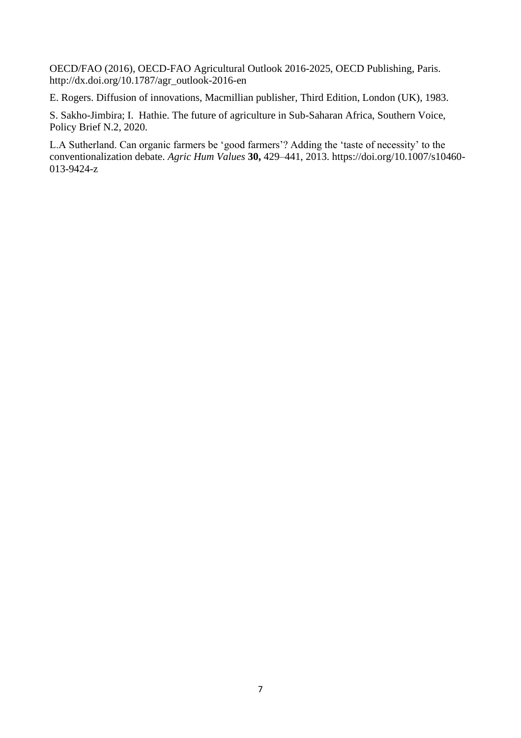OECD/FAO (2016), OECD-FAO Agricultural Outlook 2016-2025, OECD Publishing, Paris. http://dx.doi.org/10.1787/agr_outlook-2016-en

E. Rogers. Diffusion of innovations, Macmillian publisher, Third Edition, London (UK), 1983.

S. Sakho-Jimbira; I. Hathie. The future of agriculture in Sub-Saharan Africa, Southern Voice, Policy Brief N.2, 2020.

L.A Sutherland. Can organic farmers be 'good farmers'? Adding the 'taste of necessity' to the conventionalization debate. *Agric Hum Values* **30,** 429–441, 2013. https://doi.org/10.1007/s10460-013-9424-z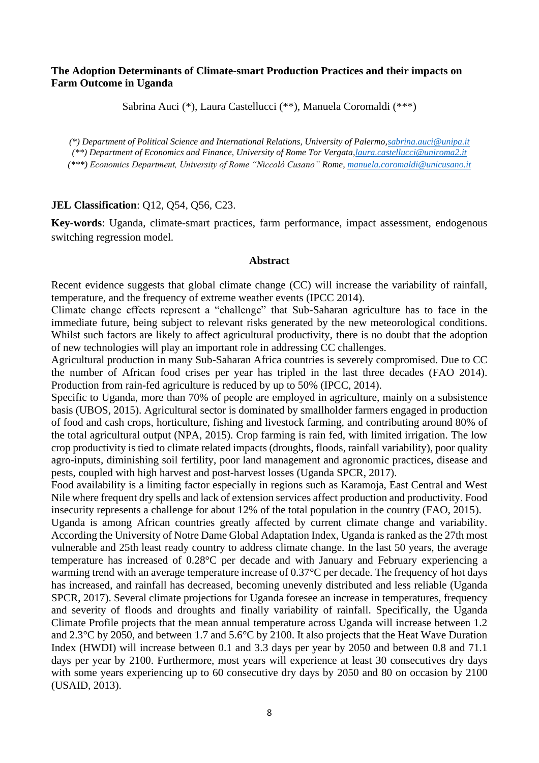**The Adoption Determinants of Climate-smart Production Practices and their impacts on Farm Outcome in Uganda**

Sabrina Auci (*), Laura Castellucci (**), Manuela Coromaldi (***)

*(*) Department of Political Science and International Relations, University of Palermo,sabrina.auci@unipa.it*
*(**) Department of Economics and Finance, University of Rome Tor Vergata,laura.castellucci@uniroma2.it*
*(***) Economics Department, University of Rome "Niccolò Cusano" Rome, manuela.coromaldi@unicusano.it*

**JEL Classification**: Q12, Q54, Q56, C23.

**Key-words**: Uganda, climate-smart practices, farm performance, impact assessment, endogenous switching regression model.

## Abstract

Recent evidence suggests that global climate change (CC) will increase the variability of rainfall, temperature, and the frequency of extreme weather events (IPCC 2014).

Climate change effects represent a "challenge" that Sub-Saharan agriculture has to face in the immediate future, being subject to relevant risks generated by the new meteorological conditions. Whilst such factors are likely to affect agricultural productivity, there is no doubt that the adoption of new technologies will play an important role in addressing CC challenges.

Agricultural production in many Sub-Saharan Africa countries is severely compromised. Due to CC the number of African food crises per year has tripled in the last three decades (FAO 2014). Production from rain-fed agriculture is reduced by up to 50% (IPCC, 2014).

Specific to Uganda, more than 70% of people are employed in agriculture, mainly on a subsistence basis (UBOS, 2015). Agricultural sector is dominated by smallholder farmers engaged in production of food and cash crops, horticulture, fishing and livestock farming, and contributing around 80% of the total agricultural output (NPA, 2015). Crop farming is rain fed, with limited irrigation. The low crop productivity is tied to climate related impacts (droughts, floods, rainfall variability), poor quality agro-inputs, diminishing soil fertility, poor land management and agronomic practices, disease and pests, coupled with high harvest and post-harvest losses (Uganda SPCR, 2017).

Food availability is a limiting factor especially in regions such as Karamoja, East Central and West Nile where frequent dry spells and lack of extension services affect production and productivity. Food insecurity represents a challenge for about 12% of the total population in the country (FAO, 2015).

Uganda is among African countries greatly affected by current climate change and variability. According the University of Notre Dame Global Adaptation Index, Uganda is ranked as the 27th most vulnerable and 25th least ready country to address climate change. In the last 50 years, the average temperature has increased of 0.28°C per decade and with January and February experiencing a warming trend with an average temperature increase of 0.37°C per decade. The frequency of hot days has increased, and rainfall has decreased, becoming unevenly distributed and less reliable (Uganda SPCR, 2017). Several climate projections for Uganda foresee an increase in temperatures, frequency and severity of floods and droughts and finally variability of rainfall. Specifically, the Uganda Climate Profile projects that the mean annual temperature across Uganda will increase between 1.2 and 2.3°C by 2050, and between 1.7 and 5.6°C by 2100. It also projects that the Heat Wave Duration Index (HWDI) will increase between 0.1 and 3.3 days per year by 2050 and between 0.8 and 71.1 days per year by 2100. Furthermore, most years will experience at least 30 consecutives dry days with some years experiencing up to 60 consecutive dry days by 2050 and 80 on occasion by 2100 (USAID, 2013).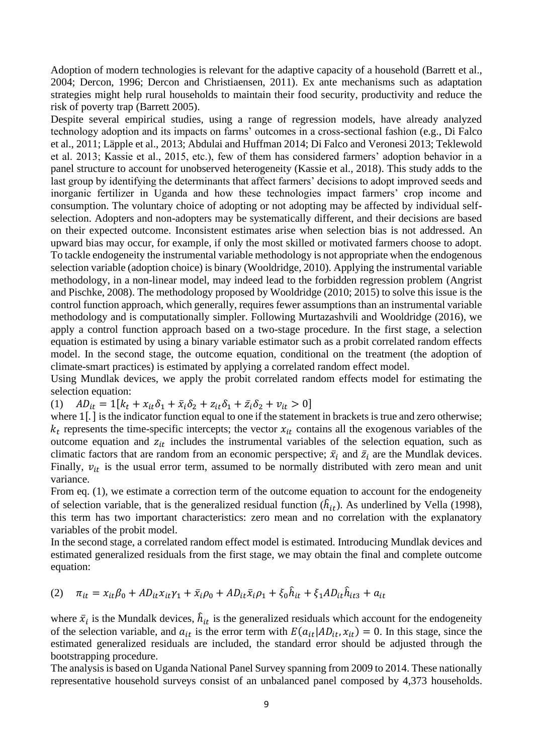Adoption of modern technologies is relevant for the adaptive capacity of a household (Barrett et al., 2004; Dercon, 1996; Dercon and Christiaensen, 2011). Ex ante mechanisms such as adaptation strategies might help rural households to maintain their food security, productivity and reduce the risk of poverty trap (Barrett 2005).

Despite several empirical studies, using a range of regression models, have already analyzed technology adoption and its impacts on farms' outcomes in a cross-sectional fashion (e.g., Di Falco et al., 2011; Läpple et al., 2013; Abdulai and Huffman 2014; Di Falco and Veronesi 2013; Teklewold et al. 2013; Kassie et al., 2015, etc.), few of them has considered farmers' adoption behavior in a panel structure to account for unobserved heterogeneity (Kassie et al., 2018). This study adds to the last group by identifying the determinants that affect farmers' decisions to adopt improved seeds and inorganic fertilizer in Uganda and how these technologies impact farmers' crop income and consumption. The voluntary choice of adopting or not adopting may be affected by individual self-selection. Adopters and non-adopters may be systematically different, and their decisions are based on their expected outcome. Inconsistent estimates arise when selection bias is not addressed. An upward bias may occur, for example, if only the most skilled or motivated farmers choose to adopt. To tackle endogeneity the instrumental variable methodology is not appropriate when the endogenous selection variable (adoption choice) is binary (Wooldridge, 2010). Applying the instrumental variable methodology, in a non-linear model, may indeed lead to the forbidden regression problem (Angrist and Pischke, 2008). The methodology proposed by Wooldridge (2010; 2015) to solve this issue is the control function approach, which generally, requires fewer assumptions than an instrumental variable methodology and is computationally simpler. Following Murtazashvili and Wooldridge (2016), we apply a control function approach based on a two-stage procedure. In the first stage, a selection equation is estimated by using a binary variable estimator such as a probit correlated random effects model. In the second stage, the outcome equation, conditional on the treatment (the adoption of climate-smart practices) is estimated by applying a correlated random effect model.

Using Mundlak devices, we apply the probit correlated random effects model for estimating the selection equation:

$$(1) \quad AD_{it} = 1[k_t + x_{it}\delta_1 + \bar{x}_i\delta_2 + z_{it}\delta_1 + \bar{z}_i\delta_2 + v_{it} > 0]$$

where $1[.]$ is the indicator function equal to one if the statement in brackets is true and zero otherwise; $k_t$ represents the time-specific intercepts; the vector $x_{it}$ contains all the exogenous variables of the outcome equation and $z_{it}$ includes the instrumental variables of the selection equation, such as climatic factors that are random from an economic perspective; $\bar{x}_i$ and $\bar{z}_i$ are the Mundlak devices. Finally, $v_{it}$ is the usual error term, assumed to be normally distributed with zero mean and unit variance.

From eq. (1), we estimate a correction term of the outcome equation to account for the endogeneity of selection variable, that is the generalized residual function ($\hat{h}_{it}$). As underlined by Vella (1998), this term has two important characteristics: zero mean and no correlation with the explanatory variables of the probit model.

In the second stage, a correlated random effect model is estimated. Introducing Mundlak devices and estimated generalized residuals from the first stage, we may obtain the final and complete outcome equation:

$$(2) \quad \pi_{it} = x_{it}\beta_0 + AD_{it}x_{it}\gamma_1 + \bar{x}_i\rho_0 + AD_{it}\bar{x}_i\rho_1 + \xi_0\hat{h}_{it} + \xi_1 AD_{it}\hat{h}_{it3} + a_{it}$$

where $\bar{x}_i$ is the Mundalk devices, $\hat{h}_{it}$ is the generalized residuals which account for the endogeneity of the selection variable, and $a_{it}$ is the error term with $E(a_{it}|AD_{it}, x_{it}) = 0$. In this stage, since the estimated generalized residuals are included, the standard error should be adjusted through the bootstrapping procedure.

The analysis is based on Uganda National Panel Survey spanning from 2009 to 2014. These nationally representative household surveys consist of an unbalanced panel composed by 4,373 households.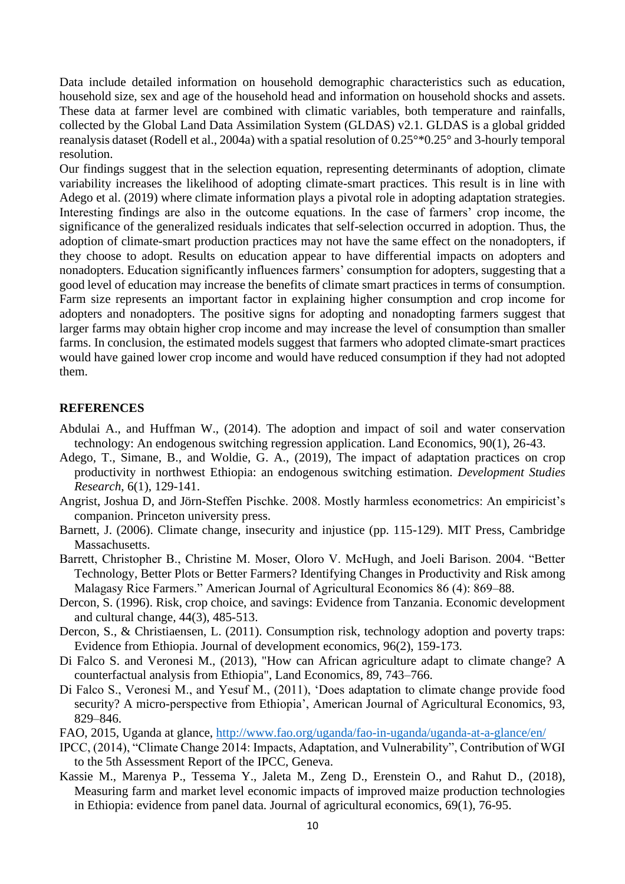Data include detailed information on household demographic characteristics such as education, household size, sex and age of the household head and information on household shocks and assets. These data at farmer level are combined with climatic variables, both temperature and rainfalls, collected by the Global Land Data Assimilation System (GLDAS) v2.1. GLDAS is a global gridded reanalysis dataset (Rodell et al., 2004a) with a spatial resolution of 0.25°*0.25° and 3-hourly temporal resolution.

Our findings suggest that in the selection equation, representing determinants of adoption, climate variability increases the likelihood of adopting climate-smart practices. This result is in line with Adego et al. (2019) where climate information plays a pivotal role in adopting adaptation strategies. Interesting findings are also in the outcome equations. In the case of farmers' crop income, the significance of the generalized residuals indicates that self-selection occurred in adoption. Thus, the adoption of climate-smart production practices may not have the same effect on the nonadopters, if they choose to adopt. Results on education appear to have differential impacts on adopters and nonadopters. Education significantly influences farmers' consumption for adopters, suggesting that a good level of education may increase the benefits of climate smart practices in terms of consumption. Farm size represents an important factor in explaining higher consumption and crop income for adopters and nonadopters. The positive signs for adopting and nonadopting farmers suggest that larger farms may obtain higher crop income and may increase the level of consumption than smaller farms. In conclusion, the estimated models suggest that farmers who adopted climate-smart practices would have gained lower crop income and would have reduced consumption if they had not adopted them.

## REFERENCES

Abdulai A., and Huffman W., (2014). The adoption and impact of soil and water conservation technology: An endogenous switching regression application. Land Economics, 90(1), 26-43.

Adego, T., Simane, B., and Woldie, G. A., (2019), The impact of adaptation practices on crop productivity in northwest Ethiopia: an endogenous switching estimation. *Development Studies Research*, 6(1), 129-141.

Angrist, Joshua D, and Jörn-Steffen Pischke. 2008. Mostly harmless econometrics: An empiricist's companion. Princeton university press.

Barnett, J. (2006). Climate change, insecurity and injustice (pp. 115-129). MIT Press, Cambridge Massachusetts.

Barrett, Christopher B., Christine M. Moser, Oloro V. McHugh, and Joeli Barison. 2004. "Better Technology, Better Plots or Better Farmers? Identifying Changes in Productivity and Risk among Malagasy Rice Farmers." American Journal of Agricultural Economics 86 (4): 869–88.

Dercon, S. (1996). Risk, crop choice, and savings: Evidence from Tanzania. Economic development and cultural change, 44(3), 485-513.

Dercon, S., & Christiaensen, L. (2011). Consumption risk, technology adoption and poverty traps: Evidence from Ethiopia. Journal of development economics, 96(2), 159-173.

Di Falco S. and Veronesi M., (2013), "How can African agriculture adapt to climate change? A counterfactual analysis from Ethiopia", Land Economics, 89, 743–766.

Di Falco S., Veronesi M., and Yesuf M., (2011), 'Does adaptation to climate change provide food security? A micro-perspective from Ethiopia', American Journal of Agricultural Economics, 93, 829–846.

FAO, 2015, Uganda at glance, http://www.fao.org/uganda/fao-in-uganda/uganda-at-a-glance/en/

IPCC, (2014), "Climate Change 2014: Impacts, Adaptation, and Vulnerability", Contribution of WGI to the 5th Assessment Report of the IPCC, Geneva.

Kassie M., Marenya P., Tessema Y., Jaleta M., Zeng D., Erenstein O., and Rahut D., (2018), Measuring farm and market level economic impacts of improved maize production technologies in Ethiopia: evidence from panel data. Journal of agricultural economics, 69(1), 76-95.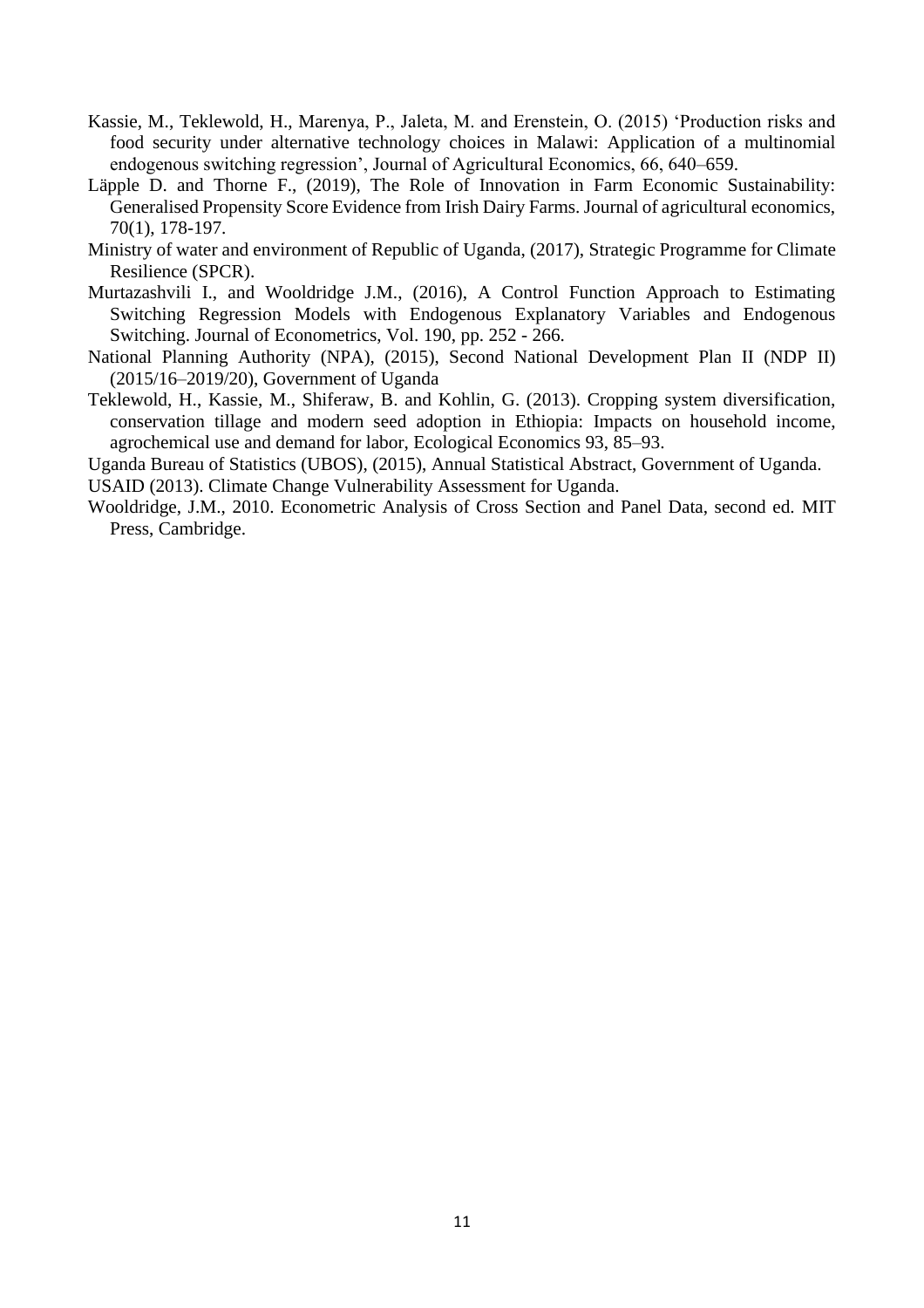Kassie, M., Teklewold, H., Marenya, P., Jaleta, M. and Erenstein, O. (2015) 'Production risks and food security under alternative technology choices in Malawi: Application of a multinomial endogenous switching regression', Journal of Agricultural Economics, 66, 640–659.

Läpple D. and Thorne F., (2019), The Role of Innovation in Farm Economic Sustainability: Generalised Propensity Score Evidence from Irish Dairy Farms. Journal of agricultural economics, 70(1), 178-197.

Ministry of water and environment of Republic of Uganda, (2017), Strategic Programme for Climate Resilience (SPCR).

Murtazashvili I., and Wooldridge J.M., (2016), A Control Function Approach to Estimating Switching Regression Models with Endogenous Explanatory Variables and Endogenous Switching. Journal of Econometrics, Vol. 190, pp. 252 - 266.

National Planning Authority (NPA), (2015), Second National Development Plan II (NDP II) (2015/16–2019/20), Government of Uganda

Teklewold, H., Kassie, M., Shiferaw, B. and Kohlin, G. (2013). Cropping system diversification, conservation tillage and modern seed adoption in Ethiopia: Impacts on household income, agrochemical use and demand for labor, Ecological Economics 93, 85–93.

Uganda Bureau of Statistics (UBOS), (2015), Annual Statistical Abstract, Government of Uganda.

USAID (2013). Climate Change Vulnerability Assessment for Uganda.

Wooldridge, J.M., 2010. Econometric Analysis of Cross Section and Panel Data, second ed. MIT Press, Cambridge.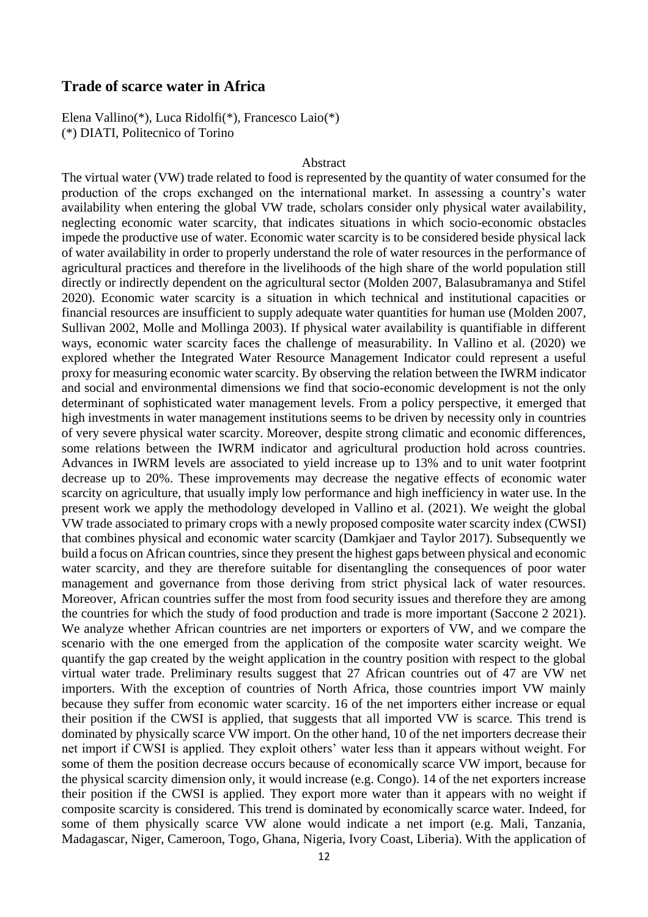## Trade of scarce water in Africa

Elena Vallino(\*), Luca Ridolfi(\*), Francesco Laio(\*)
(\*) DIATI, Politecnico of Torino

Abstract

The virtual water (VW) trade related to food is represented by the quantity of water consumed for the production of the crops exchanged on the international market. In assessing a country's water availability when entering the global VW trade, scholars consider only physical water availability, neglecting economic water scarcity, that indicates situations in which socio-economic obstacles impede the productive use of water. Economic water scarcity is to be considered beside physical lack of water availability in order to properly understand the role of water resources in the performance of agricultural practices and therefore in the livelihoods of the high share of the world population still directly or indirectly dependent on the agricultural sector (Molden 2007, Balasubramanya and Stifel 2020). Economic water scarcity is a situation in which technical and institutional capacities or financial resources are insufficient to supply adequate water quantities for human use (Molden 2007, Sullivan 2002, Molle and Mollinga 2003). If physical water availability is quantifiable in different ways, economic water scarcity faces the challenge of measurability. In Vallino et al. (2020) we explored whether the Integrated Water Resource Management Indicator could represent a useful proxy for measuring economic water scarcity. By observing the relation between the IWRM indicator and social and environmental dimensions we find that socio-economic development is not the only determinant of sophisticated water management levels. From a policy perspective, it emerged that high investments in water management institutions seems to be driven by necessity only in countries of very severe physical water scarcity. Moreover, despite strong climatic and economic differences, some relations between the IWRM indicator and agricultural production hold across countries. Advances in IWRM levels are associated to yield increase up to 13% and to unit water footprint decrease up to 20%. These improvements may decrease the negative effects of economic water scarcity on agriculture, that usually imply low performance and high inefficiency in water use. In the present work we apply the methodology developed in Vallino et al. (2021). We weight the global VW trade associated to primary crops with a newly proposed composite water scarcity index (CWSI) that combines physical and economic water scarcity (Damkjaer and Taylor 2017). Subsequently we build a focus on African countries, since they present the highest gaps between physical and economic water scarcity, and they are therefore suitable for disentangling the consequences of poor water management and governance from those deriving from strict physical lack of water resources. Moreover, African countries suffer the most from food security issues and therefore they are among the countries for which the study of food production and trade is more important (Saccone 2 2021). We analyze whether African countries are net importers or exporters of VW, and we compare the scenario with the one emerged from the application of the composite water scarcity weight. We quantify the gap created by the weight application in the country position with respect to the global virtual water trade. Preliminary results suggest that 27 African countries out of 47 are VW net importers. With the exception of countries of North Africa, those countries import VW mainly because they suffer from economic water scarcity. 16 of the net importers either increase or equal their position if the CWSI is applied, that suggests that all imported VW is scarce. This trend is dominated by physically scarce VW import. On the other hand, 10 of the net importers decrease their net import if CWSI is applied. They exploit others' water less than it appears without weight. For some of them the position decrease occurs because of economically scarce VW import, because for the physical scarcity dimension only, it would increase (e.g. Congo). 14 of the net exporters increase their position if the CWSI is applied. They export more water than it appears with no weight if composite scarcity is considered. This trend is dominated by economically scarce water. Indeed, for some of them physically scarce VW alone would indicate a net import (e.g. Mali, Tanzania, Madagascar, Niger, Cameroon, Togo, Ghana, Nigeria, Ivory Coast, Liberia). With the application of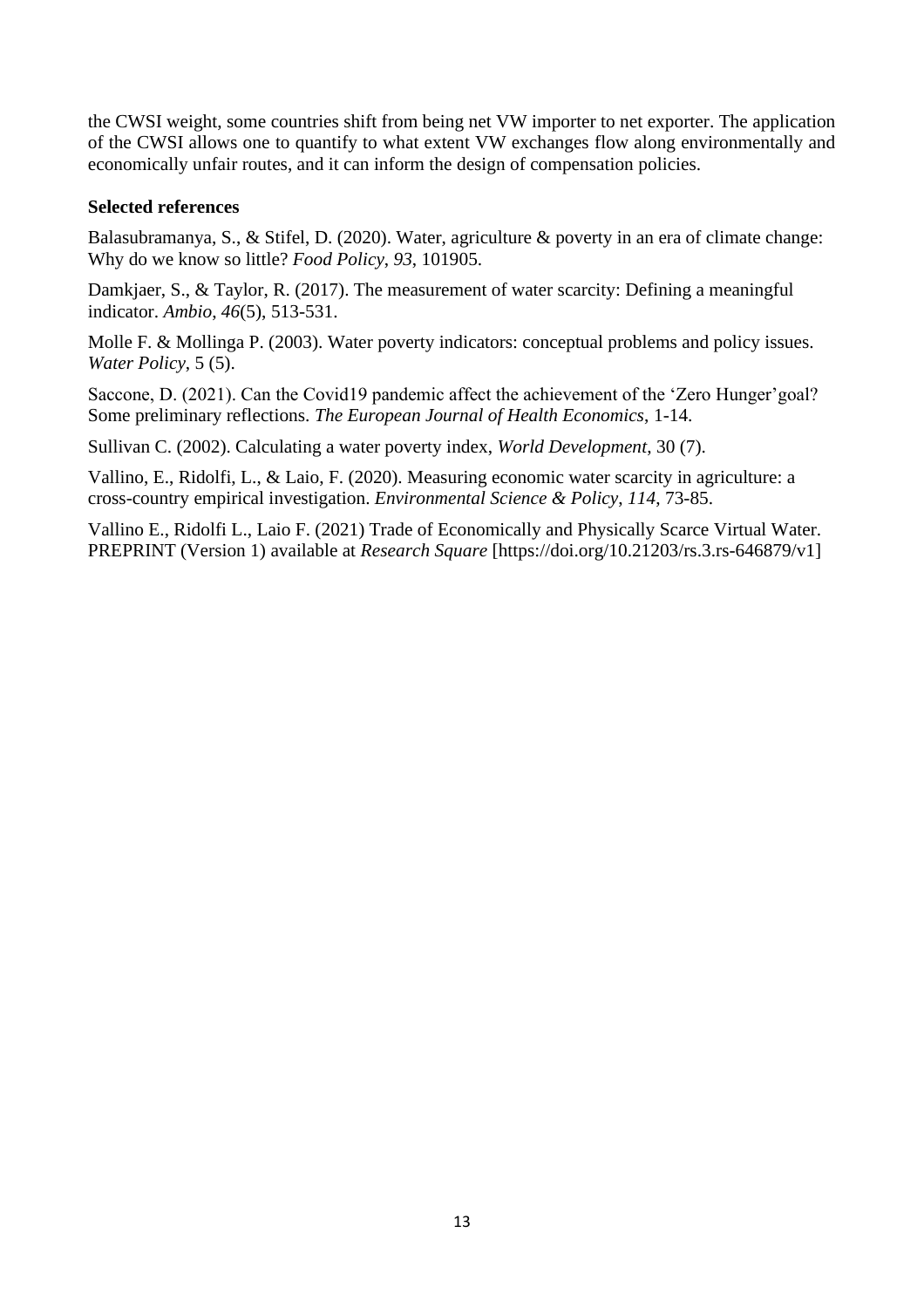the CWSI weight, some countries shift from being net VW importer to net exporter. The application of the CWSI allows one to quantify to what extent VW exchanges flow along environmentally and economically unfair routes, and it can inform the design of compensation policies.

**Selected references**

Balasubramanya, S., & Stifel, D. (2020). Water, agriculture & poverty in an era of climate change: Why do we know so little? *Food Policy*, *93*, 101905.

Damkjaer, S., & Taylor, R. (2017). The measurement of water scarcity: Defining a meaningful indicator. *Ambio*, *46*(5), 513-531.

Molle F. & Mollinga P. (2003). Water poverty indicators: conceptual problems and policy issues. *Water Policy*, 5 (5).

Saccone, D. (2021). Can the Covid19 pandemic affect the achievement of the 'Zero Hunger'goal? Some preliminary reflections. *The European Journal of Health Economics*, 1-14.

Sullivan C. (2002). Calculating a water poverty index, *World Development*, 30 (7).

Vallino, E., Ridolfi, L., & Laio, F. (2020). Measuring economic water scarcity in agriculture: a cross-country empirical investigation. *Environmental Science & Policy*, *114*, 73-85.

Vallino E., Ridolfi L., Laio F. (2021) Trade of Economically and Physically Scarce Virtual Water. PREPRINT (Version 1) available at *Research Square* [https://doi.org/10.21203/rs.3.rs-646879/v1]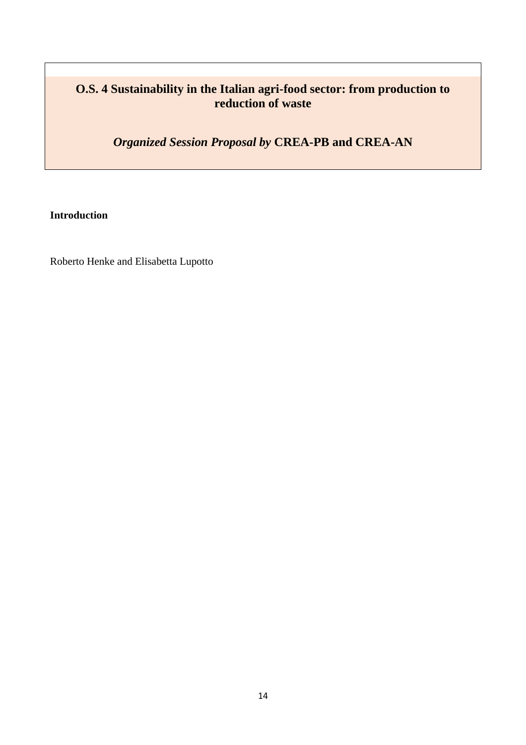## O.S. 4 Sustainability in the Italian agri-food sector: from production to reduction of waste

***Organized Session Proposal by* CREA-PB and CREA-AN**

**Introduction**

Roberto Henke and Elisabetta Lupotto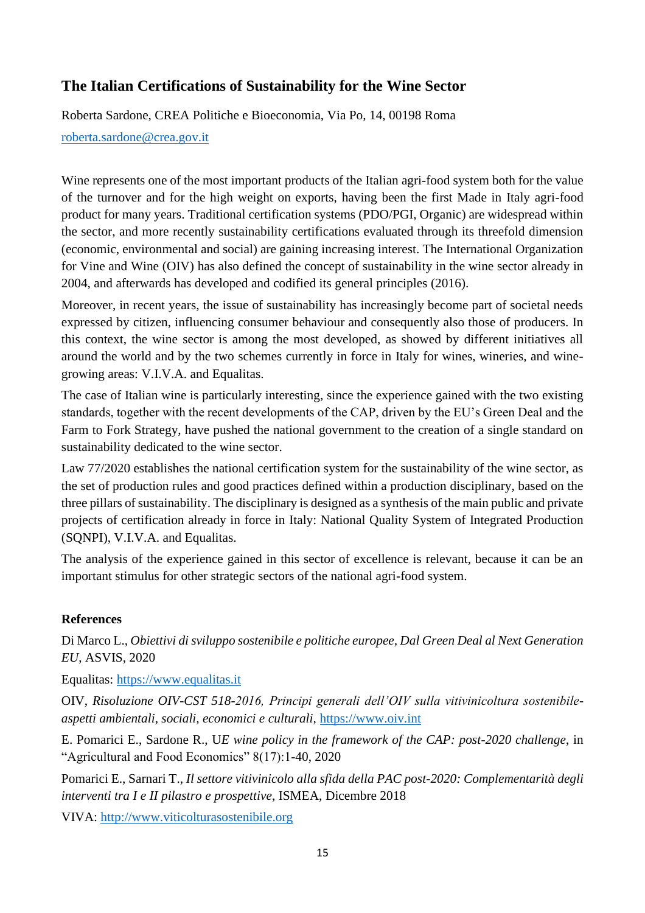## The Italian Certifications of Sustainability for the Wine Sector

Roberta Sardone, CREA Politiche e Bioeconomia, Via Po, 14, 00198 Roma

roberta.sardone@crea.gov.it

Wine represents one of the most important products of the Italian agri-food system both for the value of the turnover and for the high weight on exports, having been the first Made in Italy agri-food product for many years. Traditional certification systems (PDO/PGI, Organic) are widespread within the sector, and more recently sustainability certifications evaluated through its threefold dimension (economic, environmental and social) are gaining increasing interest. The International Organization for Vine and Wine (OIV) has also defined the concept of sustainability in the wine sector already in 2004, and afterwards has developed and codified its general principles (2016).

Moreover, in recent years, the issue of sustainability has increasingly become part of societal needs expressed by citizen, influencing consumer behaviour and consequently also those of producers. In this context, the wine sector is among the most developed, as showed by different initiatives all around the world and by the two schemes currently in force in Italy for wines, wineries, and wine-growing areas: V.I.V.A. and Equalitas.

The case of Italian wine is particularly interesting, since the experience gained with the two existing standards, together with the recent developments of the CAP, driven by the EU's Green Deal and the Farm to Fork Strategy, have pushed the national government to the creation of a single standard on sustainability dedicated to the wine sector.

Law 77/2020 establishes the national certification system for the sustainability of the wine sector, as the set of production rules and good practices defined within a production disciplinary, based on the three pillars of sustainability. The disciplinary is designed as a synthesis of the main public and private projects of certification already in force in Italy: National Quality System of Integrated Production (SQNPI), V.I.V.A. and Equalitas.

The analysis of the experience gained in this sector of excellence is relevant, because it can be an important stimulus for other strategic sectors of the national agri-food system.

### References

Di Marco L., *Obiettivi di sviluppo sostenibile e politiche europee, Dal Green Deal al Next Generation EU*, ASVIS, 2020

Equalitas: https://www.equalitas.it

OIV, *Risoluzione OIV-CST 518-2016, Principi generali dell'OIV sulla vitivinicoltura sostenibile-aspetti ambientali, sociali, economici e culturali*, https://www.oiv.int

E. Pomarici E., Sardone R., U*E wine policy in the framework of the CAP: post-2020 challenge*, in "Agricultural and Food Economics" 8(17):1-40, 2020

Pomarici E., Sarnari T., *Il settore vitivinicolo alla sfida della PAC post-2020: Complementarità degli interventi tra I e II pilastro e prospettive*, ISMEA, Dicembre 2018

VIVA: http://www.viticolturasostenibile.org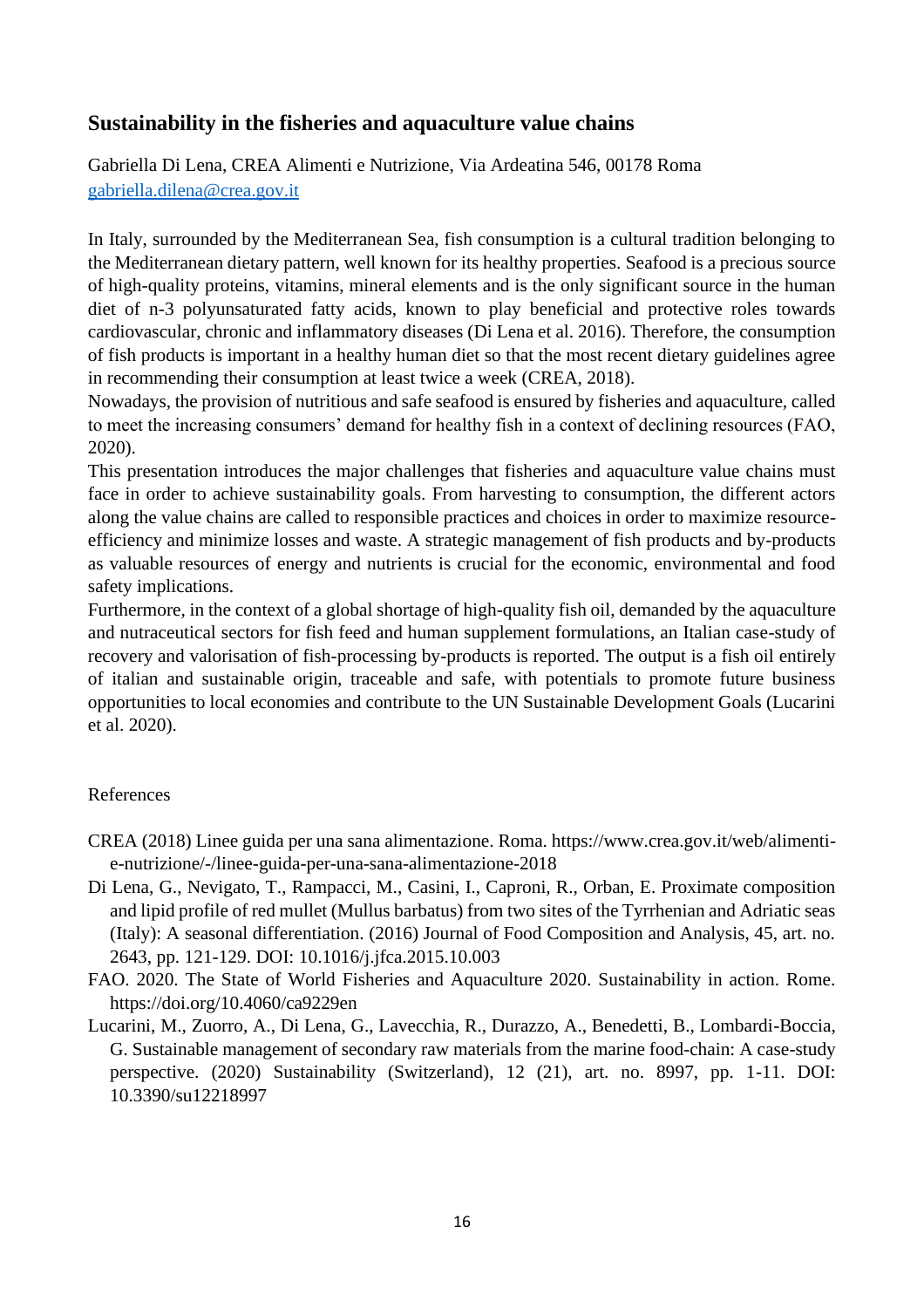## Sustainability in the fisheries and aquaculture value chains

Gabriella Di Lena, CREA Alimenti e Nutrizione, Via Ardeatina 546, 00178 Roma
gabriella.dilena@crea.gov.it

In Italy, surrounded by the Mediterranean Sea, fish consumption is a cultural tradition belonging to the Mediterranean dietary pattern, well known for its healthy properties. Seafood is a precious source of high-quality proteins, vitamins, mineral elements and is the only significant source in the human diet of n-3 polyunsaturated fatty acids, known to play beneficial and protective roles towards cardiovascular, chronic and inflammatory diseases (Di Lena et al. 2016). Therefore, the consumption of fish products is important in a healthy human diet so that the most recent dietary guidelines agree in recommending their consumption at least twice a week (CREA, 2018).

Nowadays, the provision of nutritious and safe seafood is ensured by fisheries and aquaculture, called to meet the increasing consumers' demand for healthy fish in a context of declining resources (FAO, 2020).

This presentation introduces the major challenges that fisheries and aquaculture value chains must face in order to achieve sustainability goals. From harvesting to consumption, the different actors along the value chains are called to responsible practices and choices in order to maximize resource-efficiency and minimize losses and waste. A strategic management of fish products and by-products as valuable resources of energy and nutrients is crucial for the economic, environmental and food safety implications.

Furthermore, in the context of a global shortage of high-quality fish oil, demanded by the aquaculture and nutraceutical sectors for fish feed and human supplement formulations, an Italian case-study of recovery and valorisation of fish-processing by-products is reported. The output is a fish oil entirely of italian and sustainable origin, traceable and safe, with potentials to promote future business opportunities to local economies and contribute to the UN Sustainable Development Goals (Lucarini et al. 2020).

References

- CREA (2018) Linee guida per una sana alimentazione. Roma. https://www.crea.gov.it/web/alimenti-e-nutrizione/-/linee-guida-per-una-sana-alimentazione-2018
- Di Lena, G., Nevigato, T., Rampacci, M., Casini, I., Caproni, R., Orban, E. Proximate composition and lipid profile of red mullet (Mullus barbatus) from two sites of the Tyrrhenian and Adriatic seas (Italy): A seasonal differentiation. (2016) Journal of Food Composition and Analysis, 45, art. no. 2643, pp. 121-129. DOI: 10.1016/j.jfca.2015.10.003
- FAO. 2020. The State of World Fisheries and Aquaculture 2020. Sustainability in action. Rome. https://doi.org/10.4060/ca9229en
- Lucarini, M., Zuorro, A., Di Lena, G., Lavecchia, R., Durazzo, A., Benedetti, B., Lombardi-Boccia, G. Sustainable management of secondary raw materials from the marine food-chain: A case-study perspective. (2020) Sustainability (Switzerland), 12 (21), art. no. 8997, pp. 1-11. DOI: 10.3390/su12218997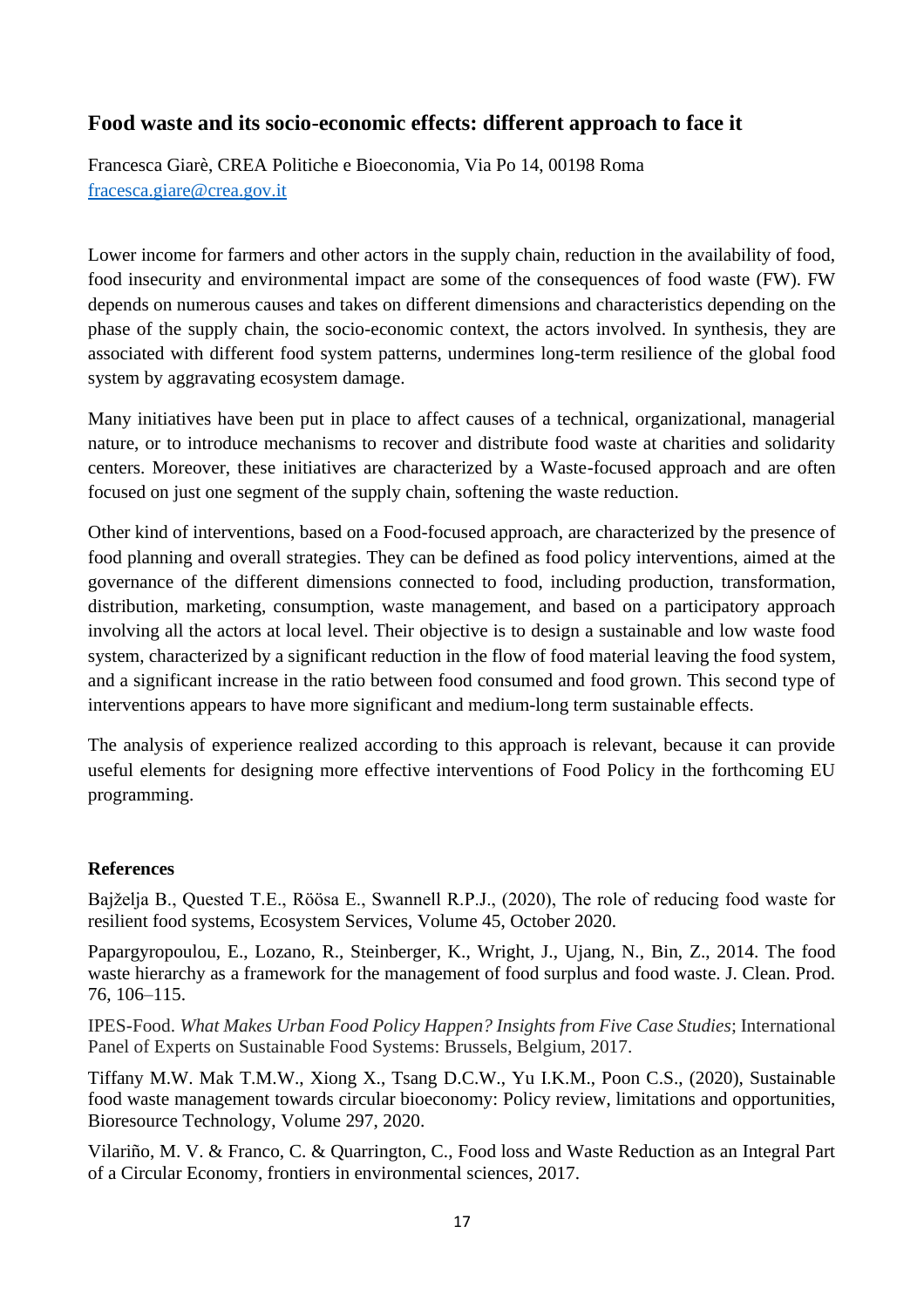## Food waste and its socio-economic effects: different approach to face it

Francesca Giarè, CREA Politiche e Bioeconomia, Via Po 14, 00198 Roma
[fracesca.giare@crea.gov.it](mailto:fracesca.giare@crea.gov.it)

Lower income for farmers and other actors in the supply chain, reduction in the availability of food, food insecurity and environmental impact are some of the consequences of food waste (FW). FW depends on numerous causes and takes on different dimensions and characteristics depending on the phase of the supply chain, the socio-economic context, the actors involved. In synthesis, they are associated with different food system patterns, undermines long-term resilience of the global food system by aggravating ecosystem damage.

Many initiatives have been put in place to affect causes of a technical, organizational, managerial nature, or to introduce mechanisms to recover and distribute food waste at charities and solidarity centers. Moreover, these initiatives are characterized by a Waste-focused approach and are often focused on just one segment of the supply chain, softening the waste reduction.

Other kind of interventions, based on a Food-focused approach, are characterized by the presence of food planning and overall strategies. They can be defined as food policy interventions, aimed at the governance of the different dimensions connected to food, including production, transformation, distribution, marketing, consumption, waste management, and based on a participatory approach involving all the actors at local level. Their objective is to design a sustainable and low waste food system, characterized by a significant reduction in the flow of food material leaving the food system, and a significant increase in the ratio between food consumed and food grown. This second type of interventions appears to have more significant and medium-long term sustainable effects.

The analysis of experience realized according to this approach is relevant, because it can provide useful elements for designing more effective interventions of Food Policy in the forthcoming EU programming.

### References

Bajželja B., Quested T.E., Röösa E., Swannell R.P.J., (2020), The role of reducing food waste for resilient food systems, Ecosystem Services, Volume 45, October 2020.

Papargyropoulou, E., Lozano, R., Steinberger, K., Wright, J., Ujang, N., Bin, Z., 2014. The food waste hierarchy as a framework for the management of food surplus and food waste. J. Clean. Prod. 76, 106–115.

IPES-Food. *What Makes Urban Food Policy Happen? Insights from Five Case Studies*; International Panel of Experts on Sustainable Food Systems: Brussels, Belgium, 2017.

Tiffany M.W. Mak T.M.W., Xiong X., Tsang D.C.W., Yu I.K.M., Poon C.S., (2020), Sustainable food waste management towards circular bioeconomy: Policy review, limitations and opportunities, Bioresource Technology, Volume 297, 2020.

Vilariño, M. V. & Franco, C. & Quarrington, C., Food loss and Waste Reduction as an Integral Part of a Circular Economy, frontiers in environmental sciences, 2017.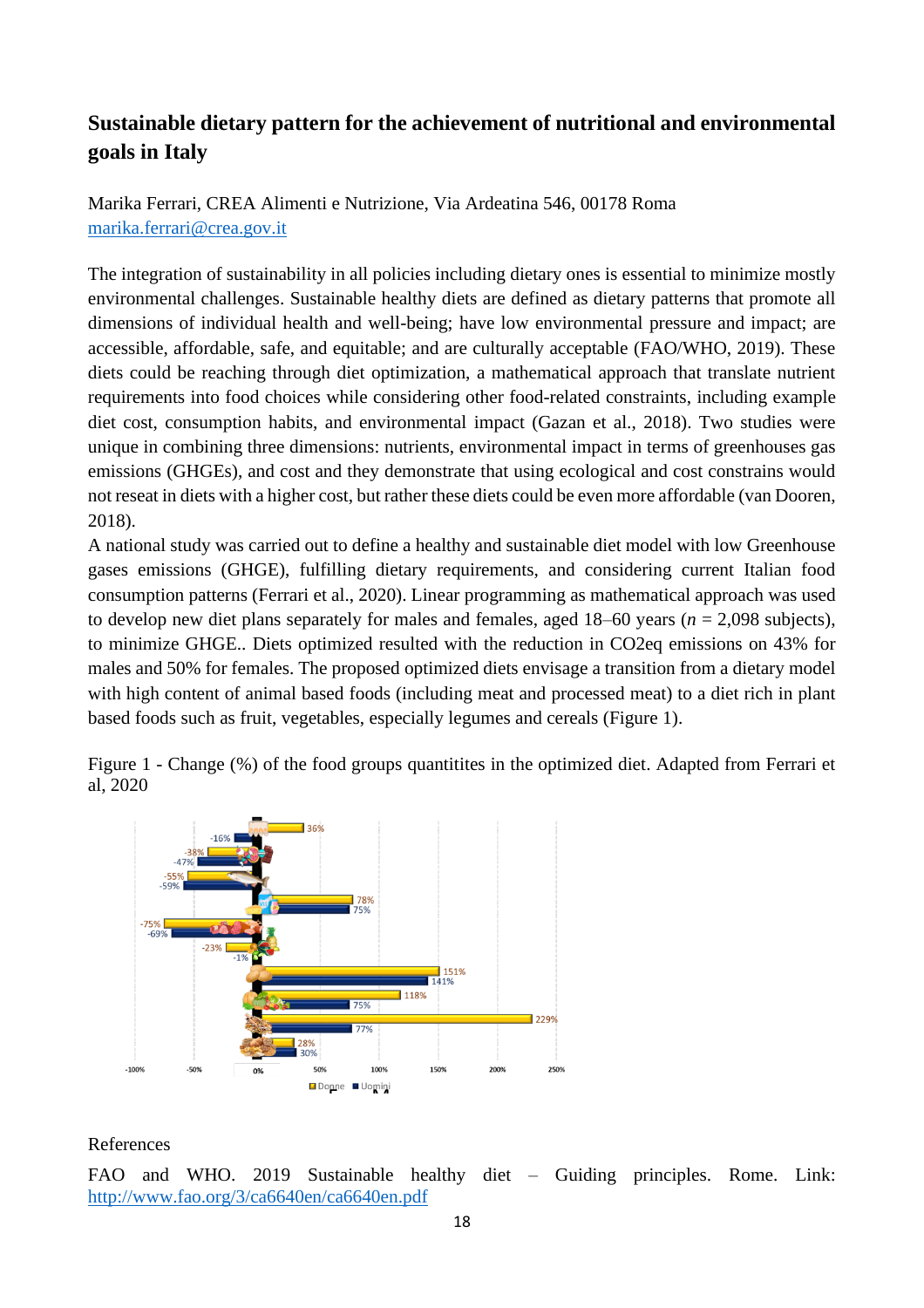## Sustainable dietary pattern for the achievement of nutritional and environmental goals in Italy

Marika Ferrari, CREA Alimenti e Nutrizione, Via Ardeatina 546, 00178 Roma
marika.ferrari@crea.gov.it

The integration of sustainability in all policies including dietary ones is essential to minimize mostly environmental challenges. Sustainable healthy diets are defined as dietary patterns that promote all dimensions of individual health and well-being; have low environmental pressure and impact; are accessible, affordable, safe, and equitable; and are culturally acceptable (FAO/WHO, 2019). These diets could be reaching through diet optimization, a mathematical approach that translate nutrient requirements into food choices while considering other food-related constraints, including example diet cost, consumption habits, and environmental impact (Gazan et al., 2018). Two studies were unique in combining three dimensions: nutrients, environmental impact in terms of greenhouses gas emissions (GHGEs), and cost and they demonstrate that using ecological and cost constrains would not reseat in diets with a higher cost, but rather these diets could be even more affordable (van Dooren, 2018).

A national study was carried out to define a healthy and sustainable diet model with low Greenhouse gases emissions (GHGE), fulfilling dietary requirements, and considering current Italian food consumption patterns (Ferrari et al., 2020). Linear programming as mathematical approach was used to develop new diet plans separately for males and females, aged 18–60 years (*n* = 2,098 subjects), to minimize GHGE.. Diets optimized resulted with the reduction in $CO_2$eq emissions on 43% for males and 50% for females. The proposed optimized diets envisage a transition from a dietary model with high content of animal based foods (including meat and processed meat) to a diet rich in plant based foods such as fruit, vegetables, especially legumes and cereals (Figure 1).

Figure 1 - Change (%) of the food groups quantitites in the optimized diet. Adapted from Ferrari et al, 2020

References

FAO and WHO. 2019 Sustainable healthy diet – Guiding principles. Rome. Link: http://www.fao.org/3/ca6640en/ca6640en.pdf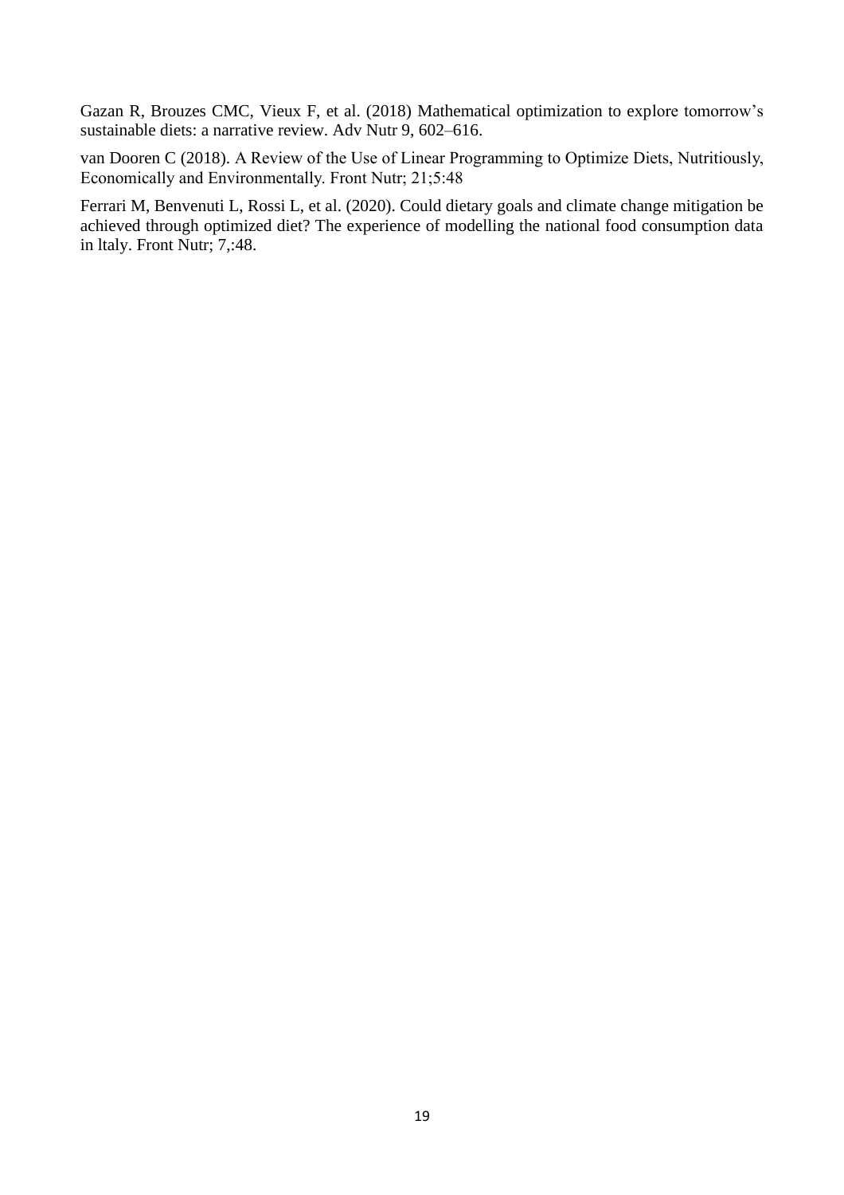Gazan R, Brouzes CMC, Vieux F, et al. (2018) Mathematical optimization to explore tomorrow's sustainable diets: a narrative review. Adv Nutr 9, 602–616.

van Dooren C (2018). A Review of the Use of Linear Programming to Optimize Diets, Nutritiously, Economically and Environmentally. Front Nutr; 21;5:48

Ferrari M, Benvenuti L, Rossi L, et al. (2020). Could dietary goals and climate change mitigation be achieved through optimized diet? The experience of modelling the national food consumption data in ltaly. Front Nutr; 7,:48.